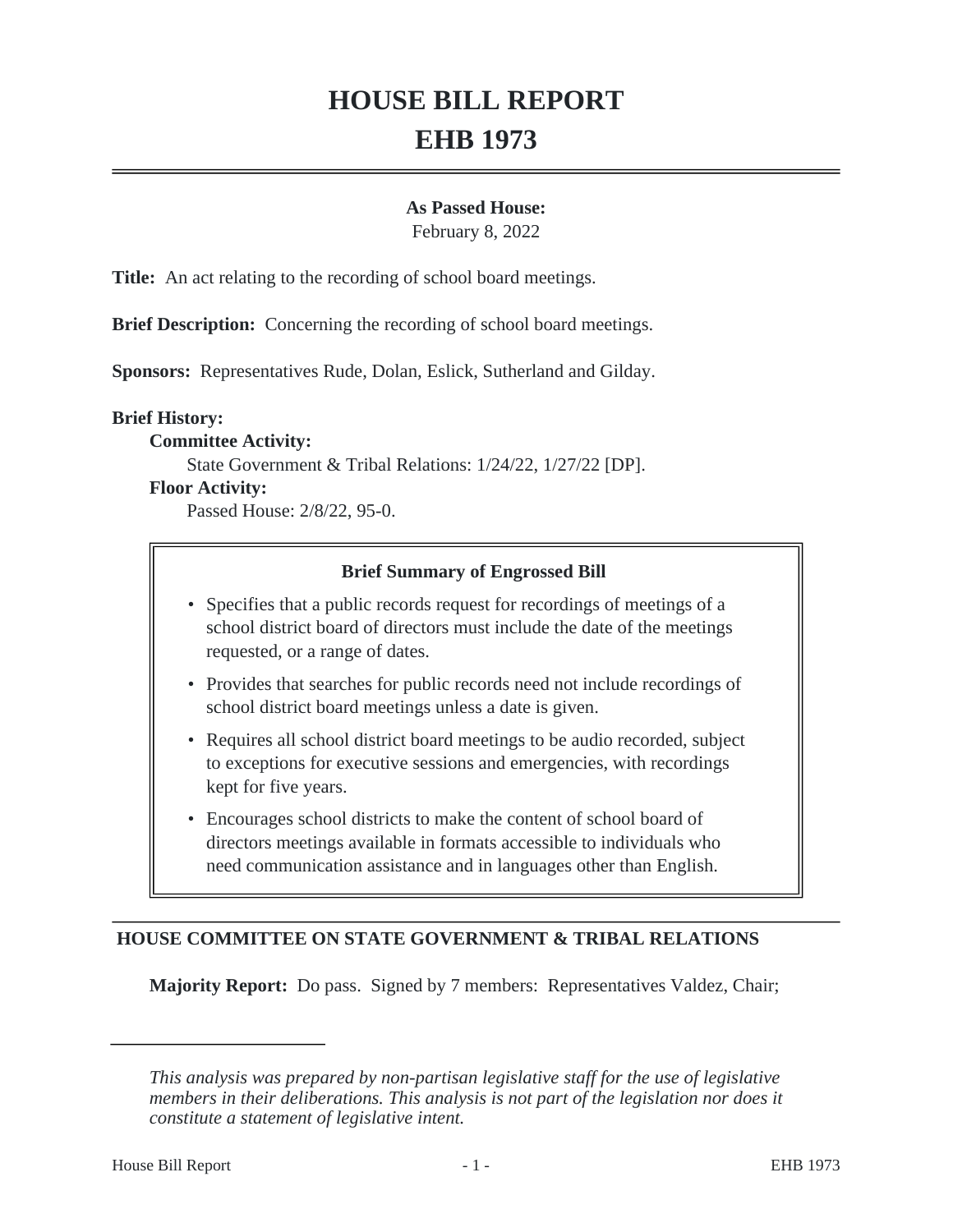# HOUSE BILL REPORT

# EHB 1973

**As Passed House:**
February 8, 2022

**Title:** An act relating to the recording of school board meetings.

**Brief Description:** Concerning the recording of school board meetings.

**Sponsors:** Representatives Rude, Dolan, Eslick, Sutherland and Gilday.

**Brief History:**

**Committee Activity:**

State Government & Tribal Relations: 1/24/22, 1/27/22 [DP].

**Floor Activity:**

Passed House: 2/8/22, 95-0.

**Brief Summary of Engrossed Bill**

- Specifies that a public records request for recordings of meetings of a school district board of directors must include the date of the meetings requested, or a range of dates.
- Provides that searches for public records need not include recordings of school district board meetings unless a date is given.
- Requires all school district board meetings to be audio recorded, subject to exceptions for executive sessions and emergencies, with recordings kept for five years.
- Encourages school districts to make the content of school board of directors meetings available in formats accessible to individuals who need communication assistance and in languages other than English.

## HOUSE COMMITTEE ON STATE GOVERNMENT & TRIBAL RELATIONS

**Majority Report:** Do pass. Signed by 7 members: Representatives Valdez, Chair;

*This analysis was prepared by non-partisan legislative staff for the use of legislative members in their deliberations. This analysis is not part of the legislation nor does it constitute a statement of legislative intent.*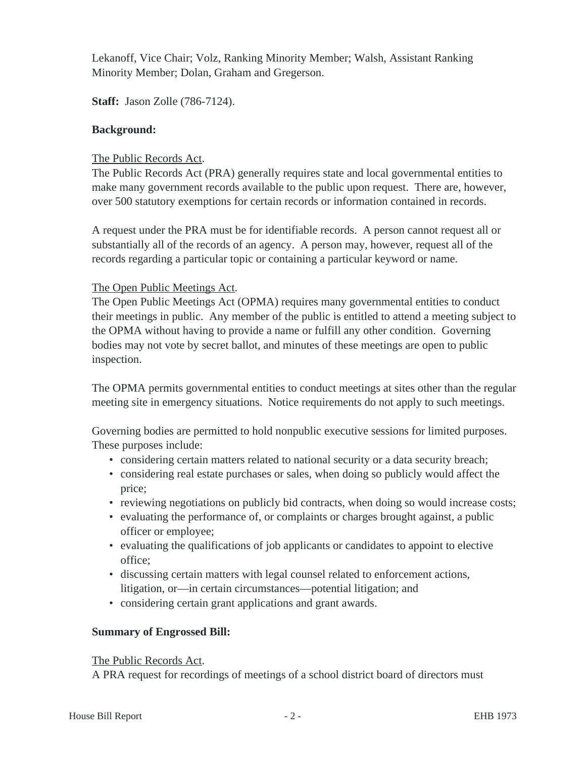Lekanoff, Vice Chair; Volz, Ranking Minority Member; Walsh, Assistant Ranking Minority Member; Dolan, Graham and Gregerson.

**Staff:** Jason Zolle (786-7124).

**Background:**

The Public Records Act.

The Public Records Act (PRA) generally requires state and local governmental entities to make many government records available to the public upon request. There are, however, over 500 statutory exemptions for certain records or information contained in records.

A request under the PRA must be for identifiable records. A person cannot request all or substantially all of the records of an agency. A person may, however, request all of the records regarding a particular topic or containing a particular keyword or name.

The Open Public Meetings Act.

The Open Public Meetings Act (OPMA) requires many governmental entities to conduct their meetings in public. Any member of the public is entitled to attend a meeting subject to the OPMA without having to provide a name or fulfill any other condition. Governing bodies may not vote by secret ballot, and minutes of these meetings are open to public inspection.

The OPMA permits governmental entities to conduct meetings at sites other than the regular meeting site in emergency situations. Notice requirements do not apply to such meetings.

Governing bodies are permitted to hold nonpublic executive sessions for limited purposes. These purposes include:

- considering certain matters related to national security or a data security breach;
- considering real estate purchases or sales, when doing so publicly would affect the price;
- reviewing negotiations on publicly bid contracts, when doing so would increase costs;
- evaluating the performance of, or complaints or charges brought against, a public officer or employee;
- evaluating the qualifications of job applicants or candidates to appoint to elective office;
- discussing certain matters with legal counsel related to enforcement actions, litigation, or—in certain circumstances—potential litigation; and
- considering certain grant applications and grant awards.

**Summary of Engrossed Bill:**

The Public Records Act.

A PRA request for recordings of meetings of a school district board of directors must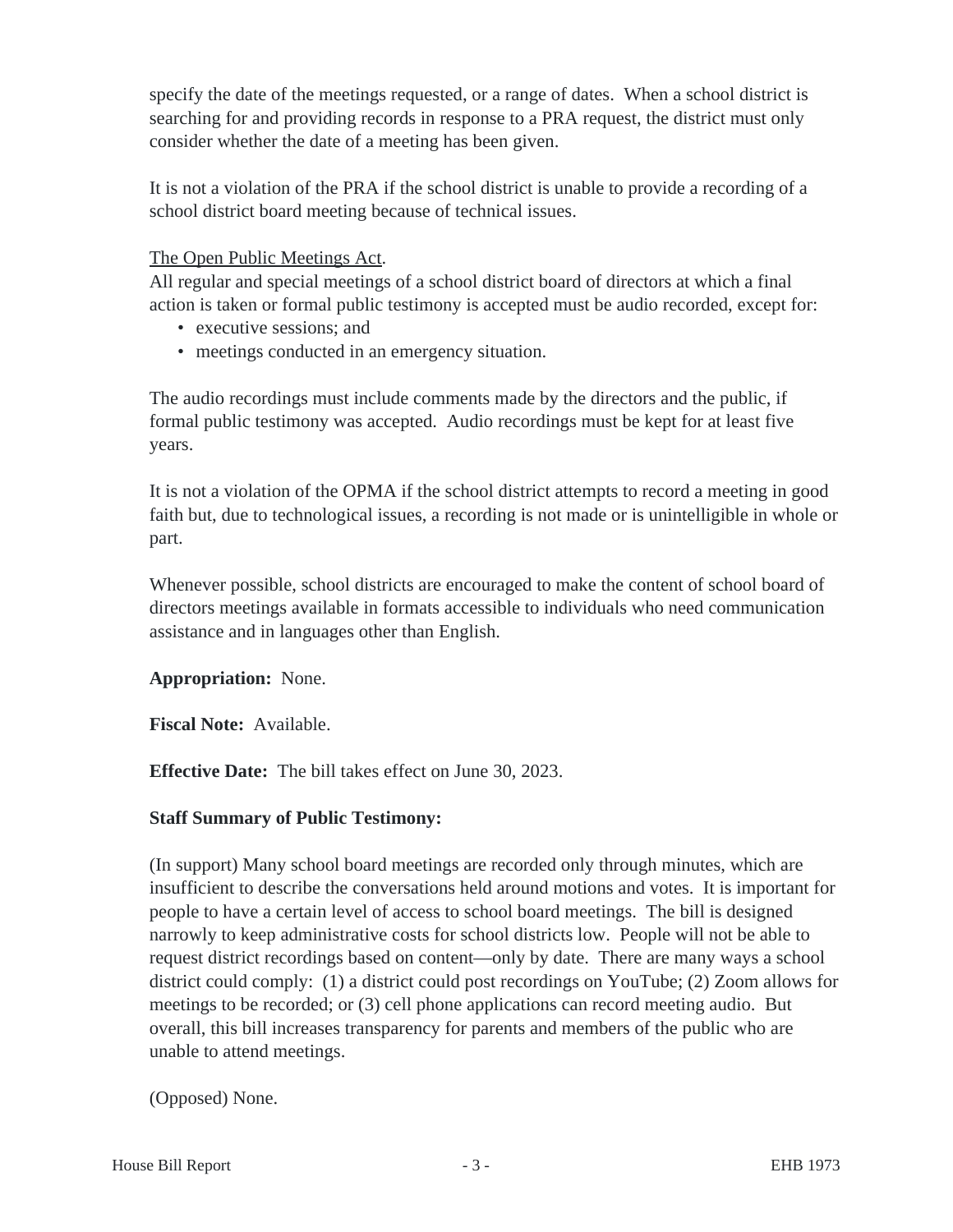specify the date of the meetings requested, or a range of dates. When a school district is searching for and providing records in response to a PRA request, the district must only consider whether the date of a meeting has been given.

It is not a violation of the PRA if the school district is unable to provide a recording of a school district board meeting because of technical issues.

The Open Public Meetings Act.

All regular and special meetings of a school district board of directors at which a final action is taken or formal public testimony is accepted must be audio recorded, except for:

- executive sessions; and
- meetings conducted in an emergency situation.

The audio recordings must include comments made by the directors and the public, if formal public testimony was accepted. Audio recordings must be kept for at least five years.

It is not a violation of the OPMA if the school district attempts to record a meeting in good faith but, due to technological issues, a recording is not made or is unintelligible in whole or part.

Whenever possible, school districts are encouraged to make the content of school board of directors meetings available in formats accessible to individuals who need communication assistance and in languages other than English.

**Appropriation:** None.

**Fiscal Note:** Available.

**Effective Date:** The bill takes effect on June 30, 2023.

**Staff Summary of Public Testimony:**

(In support) Many school board meetings are recorded only through minutes, which are insufficient to describe the conversations held around motions and votes. It is important for people to have a certain level of access to school board meetings. The bill is designed narrowly to keep administrative costs for school districts low. People will not be able to request district recordings based on content—only by date. There are many ways a school district could comply: (1) a district could post recordings on YouTube; (2) Zoom allows for meetings to be recorded; or (3) cell phone applications can record meeting audio. But overall, this bill increases transparency for parents and members of the public who are unable to attend meetings.

(Opposed) None.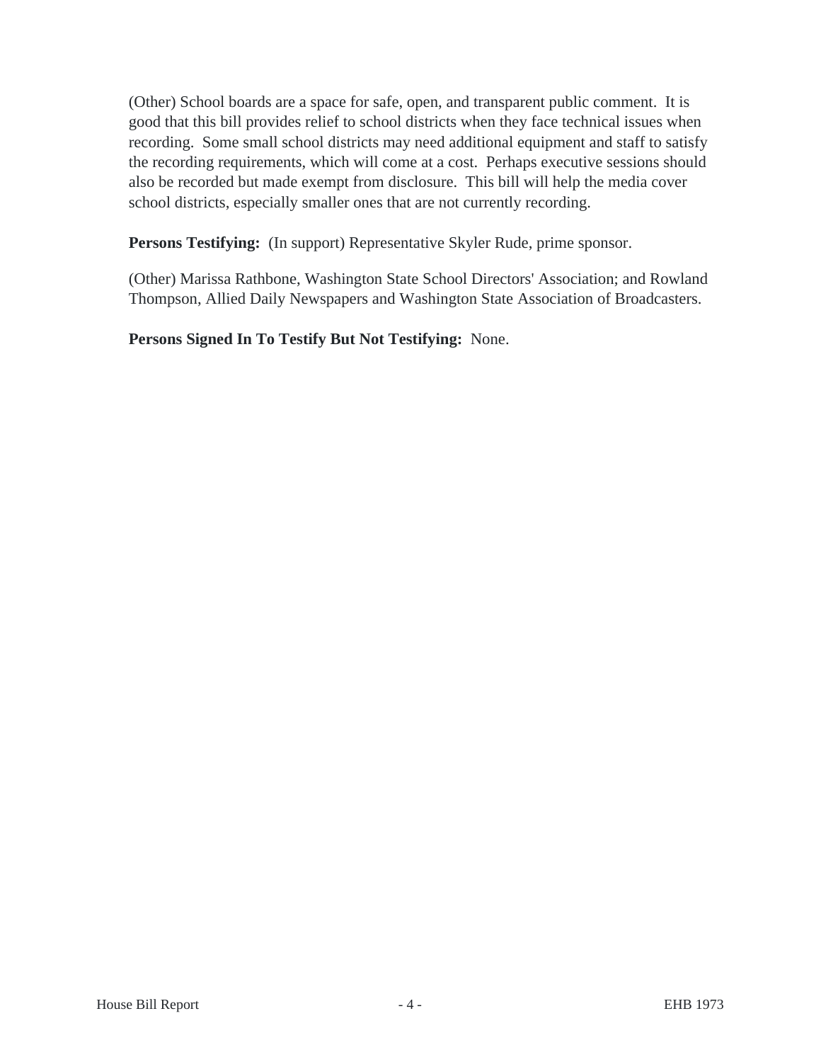(Other) School boards are a space for safe, open, and transparent public comment. It is good that this bill provides relief to school districts when they face technical issues when recording. Some small school districts may need additional equipment and staff to satisfy the recording requirements, which will come at a cost. Perhaps executive sessions should also be recorded but made exempt from disclosure. This bill will help the media cover school districts, especially smaller ones that are not currently recording.

**Persons Testifying:** (In support) Representative Skyler Rude, prime sponsor.

(Other) Marissa Rathbone, Washington State School Directors' Association; and Rowland Thompson, Allied Daily Newspapers and Washington State Association of Broadcasters.

**Persons Signed In To Testify But Not Testifying:** None.